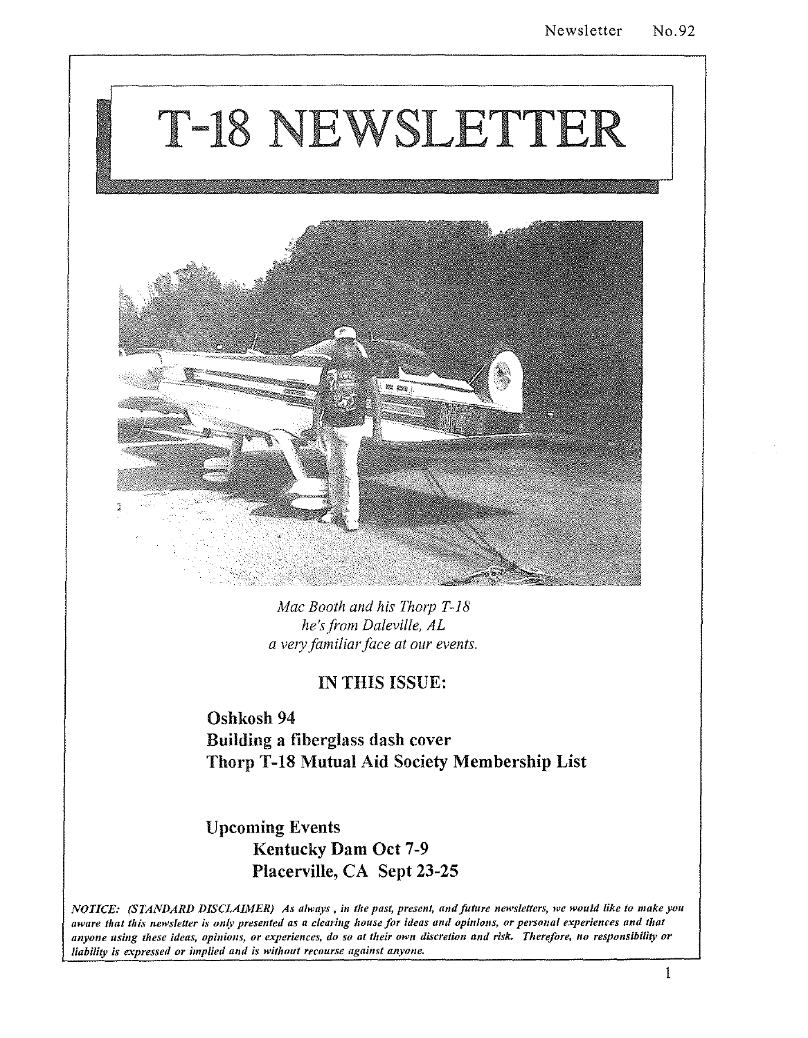# T-18 NEWSLETTER

*Mac Booth and his Thorp T-18*
*he's from Daleville, AL*
*a very familiar face at our events.*

## IN THIS ISSUE:

**Oshkosh 94**
**Building a fiberglass dash cover**
**Thorp T-18 Mutual Aid Society Membership List**

**Upcoming Events**
**Kentucky Dam Oct 7-9**
**Placerville, CA Sept 23-25**

***NOTICE: (STANDARD DISCLAIMER) As always , in the past, present, and future newsletters, we would like to make you aware that this newsletter is only presented as a clearing house for ideas and opinions, or personal experiences and that anyone using these ideas, opinions, or experiences, do so at their own discretion and risk. Therefore, no responsibility or liability is expressed or implied and is without recourse against anyone.***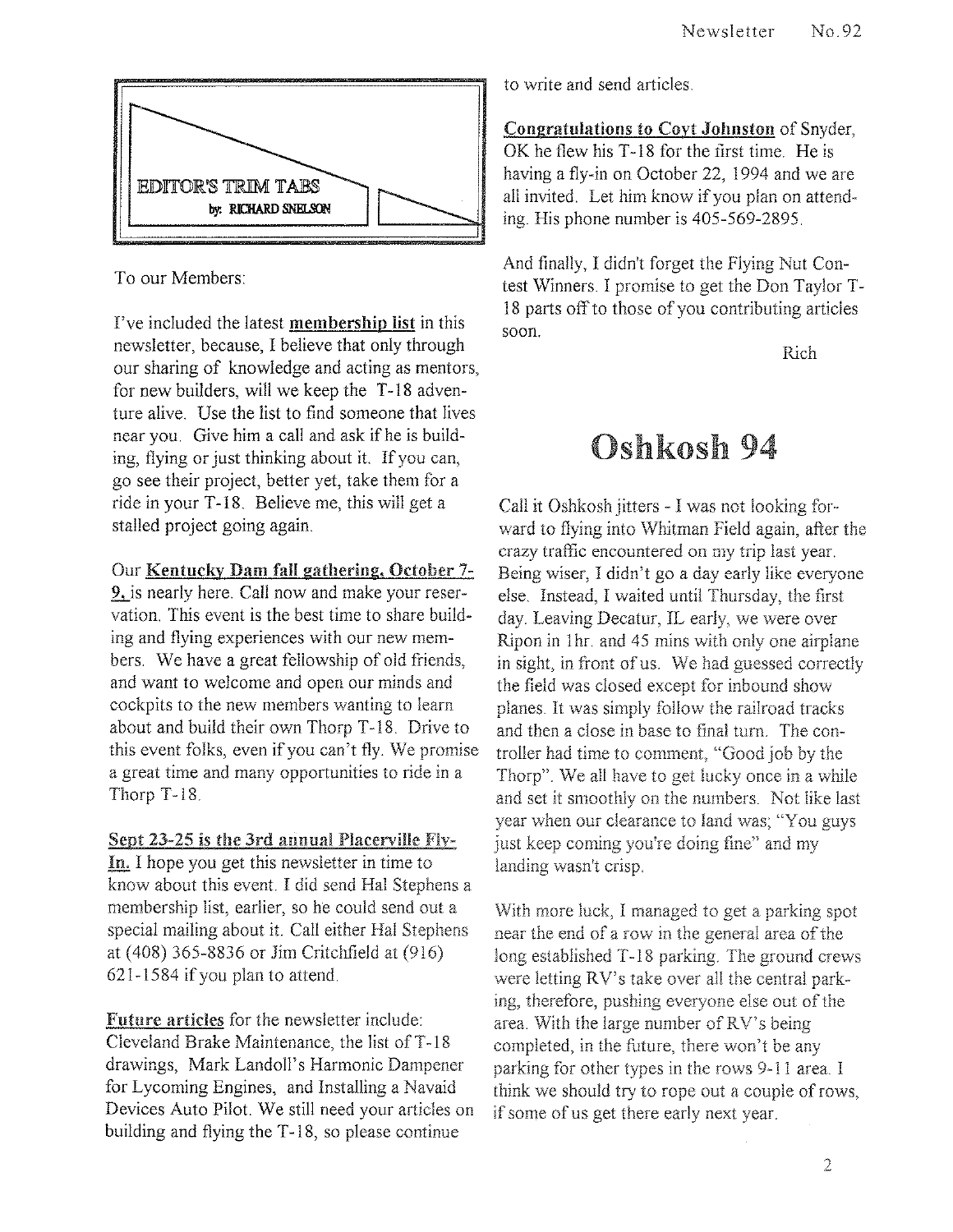## EDITOR'S TRIM TABS

by: RICHARD SNELSON

To our Members:

I've included the latest **membership list** in this newsletter, because, I believe that only through our sharing of knowledge and acting as mentors, for new builders, will we keep the T-18 adventure alive. Use the list to find someone that lives near you. Give him a call and ask if he is building, flying or just thinking about it. If you can, go see their project, better yet, take them for a ride in your T-18. Believe me, this will get a stalled project going again.

Our **Kentucky Dam fall gathering, October 7-9,** is nearly here. Call now and make your reservation. This event is the best time to share building and flying experiences with our new members. We have a great fellowship of old friends, and want to welcome and open our minds and cockpits to the new members wanting to learn about and build their own Thorp T-18. Drive to this event folks, even if you can't fly. We promise a great time and many opportunities to ride in a Thorp T-18.

**Sept 23-25 is the 3rd annual Placerville Fly-In.** I hope you get this newsletter in time to know about this event. I did send Hal Stephens a membership list, earlier, so he could send out a special mailing about it. Call either Hal Stephens at (408) 365-8836 or Jim Critchfield at (916) 621-1584 if you plan to attend.

**Future articles** for the newsletter include: Cleveland Brake Maintenance, the list of T-18 drawings, Mark Landoll's Harmonic Dampener for Lycoming Engines, and Installing a Navaid Devices Auto Pilot. We still need your articles on building and flying the T-18, so please continue to write and send articles.

**Congratulations to Coyt Johnston** of Snyder, OK he flew his T-18 for the first time. He is having a fly-in on October 22, 1994 and we are all invited. Let him know if you plan on attending. His phone number is 405-569-2895.

And finally, I didn't forget the Flying Nut Contest Winners. I promise to get the Don Taylor T-18 parts off to those of you contributing articles soon.

Rich

# Oshkosh 94

Call it Oshkosh jitters - I was not looking forward to flying into Whitman Field again, after the crazy traffic encountered on my trip last year. Being wiser, I didn't go a day early like everyone else. Instead, I waited until Thursday, the first day. Leaving Decatur, IL early, we were over Ripon in 1hr. and 45 mins with only one airplane in sight, in front of us. We had guessed correctly the field was closed except for inbound show planes. It was simply follow the railroad tracks and then a close in base to final turn. The controller had time to comment, "Good job by the Thorp". We all have to get lucky once in a while and set it smoothly on the numbers. Not like last year when our clearance to land was; "You guys just keep coming you're doing fine" and my landing wasn't crisp.

With more luck, I managed to get a parking spot near the end of a row in the general area of the long established T-18 parking. The ground crews were letting RV's take over all the central parking, therefore, pushing everyone else out of the area. With the large number of RV's being completed, in the future, there won't be any parking for other types in the rows 9-11 area. I think we should try to rope out a couple of rows, if some of us get there early next year.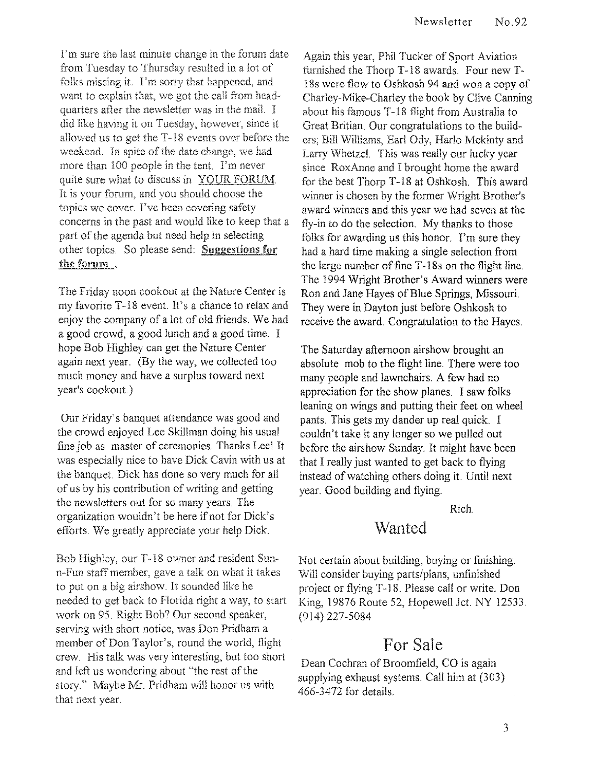I'm sure the last minute change in the forum date from Tuesday to Thursday resulted in a lot of folks missing it. I'm sorry that happened, and want to explain that, we got the call from headquarters after the newsletter was in the mail. I did like having it on Tuesday, however, since it allowed us to get the T-18 events over before the weekend. In spite of the date change, we had more than 100 people in the tent. I'm never quite sure what to discuss in YOUR FORUM. It is your forum, and you should choose the topics we cover. I've been covering safety concerns in the past and would like to keep that a part of the agenda but need help in selecting other topics. So please send: **Suggestions for the forum** .

The Friday noon cookout at the Nature Center is my favorite T-18 event. It's a chance to relax and enjoy the company of a lot of old friends. We had a good crowd, a good lunch and a good time. I hope Bob Highley can get the Nature Center again next year. (By the way, we collected too much money and have a surplus toward next year's cookout.)

Our Friday's banquet attendance was good and the crowd enjoyed Lee Skillman doing his usual fine job as master of ceremonies. Thanks Lee! It was especially nice to have Dick Cavin with us at the banquet. Dick has done so very much for all of us by his contribution of writing and getting the newsletters out for so many years. The organization wouldn't be here if not for Dick's efforts. We greatly appreciate your help Dick.

Bob Highley, our T-18 owner and resident Sun-n-Fun staff member, gave a talk on what it takes to put on a big airshow. It sounded like he needed to get back to Florida right a way, to start work on 95. Right Bob? Our second speaker, serving with short notice, was Don Pridham a member of Don Taylor's, round the world, flight crew. His talk was very interesting, but too short and left us wondering about "the rest of the story." Maybe Mr. Pridham will honor us with that next year.

Again this year, Phil Tucker of Sport Aviation furnished the Thorp T-18 awards. Four new T-18s were flow to Oshkosh 94 and won a copy of Charley-Mike-Charley the book by Clive Canning about his famous T-18 flight from Australia to Great Britian. Our congratulations to the builders; Bill Williams, Earl Ody, Harlo Mckinty and Larry Whetzel. This was really our lucky year since RoxAnne and I brought home the award for the best Thorp T-18 at Oshkosh. This award winner is chosen by the former Wright Brother's award winners and this year we had seven at the fly-in to do the selection. My thanks to those folks for awarding us this honor. I'm sure they had a hard time making a single selection from the large number of fine T-18s on the flight line. The 1994 Wright Brother's Award winners were Ron and Jane Hayes of Blue Springs, Missouri. They were in Dayton just before Oshkosh to receive the award. Congratulation to the Hayes.

The Saturday afternoon airshow brought an absolute mob to the flight line. There were too many people and lawnchairs. A few had no appreciation for the show planes. I saw folks leaning on wings and putting their feet on wheel pants. This gets my dander up real quick. I couldn't take it any longer so we pulled out before the airshow Sunday. It might have been that I really just wanted to get back to flying instead of watching others doing it. Until next year. Good building and flying.

Rich.

## Wanted

Not certain about building, buying or finishing. Will consider buying parts/plans, unfinished project or flying T-18. Please call or write. Don King, 19876 Route 52, Hopewell Jct. NY 12533. (914) 227-5084

## For Sale

Dean Cochran of Broomfield, CO is again supplying exhaust systems. Call him at (303) 466-3472 for details.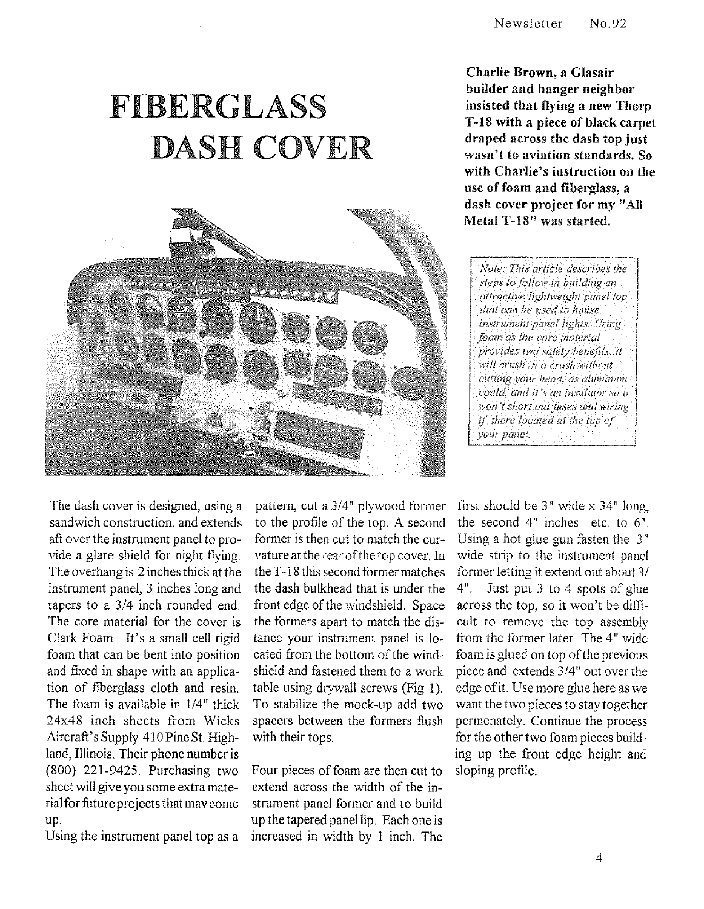# FIBERGLASS DASH COVER

**Charlie Brown, a Glasair builder and hanger neighbor insisted that flying a new Thorp T-18 with a piece of black carpet draped across the dash top just wasn't to aviation standards. So with Charlie's instruction on the use of foam and fiberglass, a dash cover project for my "All Metal T-18" was started.**

> *Note: This article describes the steps to follow in building an attractive lightweight panel top that can be used to house instrument panel lights. Using foam as the core material provides two safety benefits: it will crush in a crash without cutting your head, as aluminum could, and it's an insulator so it won't short out fuses and wiring if there located at the top of your panel.*

The dash cover is designed, using a sandwich construction, and extends aft over the instrument panel to provide a glare shield for night flying. The overhang is 2 inches thick at the instrument panel, 3 inches long and tapers to a 3/4 inch rounded end. The core material for the cover is Clark Foam. It's a small cell rigid foam that can be bent into position and fixed in shape with an application of fiberglass cloth and resin. The foam is available in 1/4" thick 24x48 inch sheets from Wicks Aircraft's Supply 410 Pine St. Highland, Illinois. Their phone number is (800) 221-9425. Purchasing two sheet will give you some extra material for future projects that may come up.

Using the instrument panel top as a pattern, cut a 3/4" plywood former to the profile of the top. A second former is then cut to match the curvature at the rear of the top cover. In the T-18 this second former matches the dash bulkhead that is under the front edge of the windshield. Space the formers apart to match the distance your instrument panel is located from the bottom of the windshield and fastened them to a work table using drywall screws (Fig 1). To stabilize the mock-up add two spacers between the formers flush with their tops.

Four pieces of foam are then cut to extend across the width of the instrument panel former and to build up the tapered panel lip. Each one is increased in width by 1 inch. The first should be 3" wide x 34" long, the second 4" inches etc. to 6". Using a hot glue gun fasten the 3" wide strip to the instrument panel former letting it extend out about 3/4". Just put 3 to 4 spots of glue across the top, so it won't be difficult to remove the top assembly from the former later. The 4" wide foam is glued on top of the previous piece and extends 3/4" out over the edge of it. Use more glue here as we want the two pieces to stay together permenately. Continue the process for the other two foam pieces building up the front edge height and sloping profile.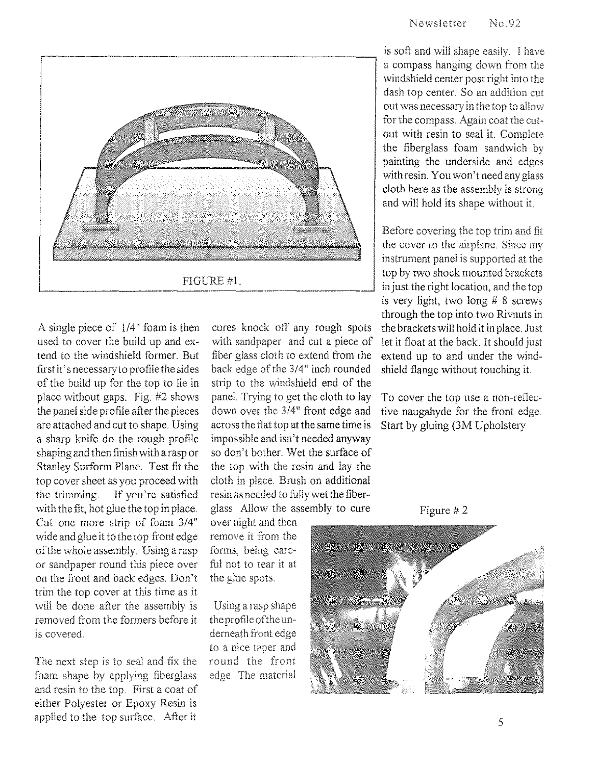FIGURE #1.

A single piece of 1/4" foam is then used to cover the build up and extend to the windshield former. But first it's necessary to profile the sides of the build up for the top to lie in place without gaps. Fig. #2 shows the panel side profile after the pieces are attached and cut to shape. Using a sharp knife do the rough profile shaping and then finish with a rasp or Stanley Surform Plane. Test fit the top cover sheet as you proceed with the trimming. If you're satisfied with the fit, hot glue the top in place. Cut one more strip of foam 3/4" wide and glue it to the top front edge of the whole assembly. Using a rasp or sandpaper round this piece over on the front and back edges. Don't trim the top cover at this time as it will be done after the assembly is removed from the formers before it is covered.

The next step is to seal and fix the foam shape by applying fiberglass and resin to the top. First a coat of either Polyester or Epoxy Resin is applied to the top surface. After it cures knock off any rough spots with sandpaper and cut a piece of fiber glass cloth to extend from the back edge of the 3/4" inch rounded strip to the windshield end of the panel. Trying to get the cloth to lay down over the 3/4" front edge and across the flat top at the same time is impossible and isn't needed anyway so don't bother. Wet the surface of the top with the resin and lay the cloth in place. Brush on additional resin as needed to fully wet the fiberglass. Allow the assembly to cure over night and then remove it from the forms, being careful not to tear it at the glue spots.

Using a rasp shape the profile of the underneath front edge to a nice taper and round the front edge. The material is soft and will shape easily. I have a compass hanging down from the windshield center post right into the dash top center. So an addition cut out was necessary in the top to allow for the compass. Again coat the cutout with resin to seal it. Complete the fiberglass foam sandwich by painting the underside and edges with resin. You won't need any glass cloth here as the assembly is strong and will hold its shape without it.

Before covering the top trim and fit the cover to the airplane. Since my instrument panel is supported at the top by two shock mounted brackets in just the right location, and the top is very light, two long # 8 screws through the top into two Rivnuts in the brackets will hold it in place. Just let it float at the back. It should just extend up to and under the windshield flange without touching it.

To cover the top use a non-reflective naugahyde for the front edge. Start by gluing (3M Upholstery

Figure # 2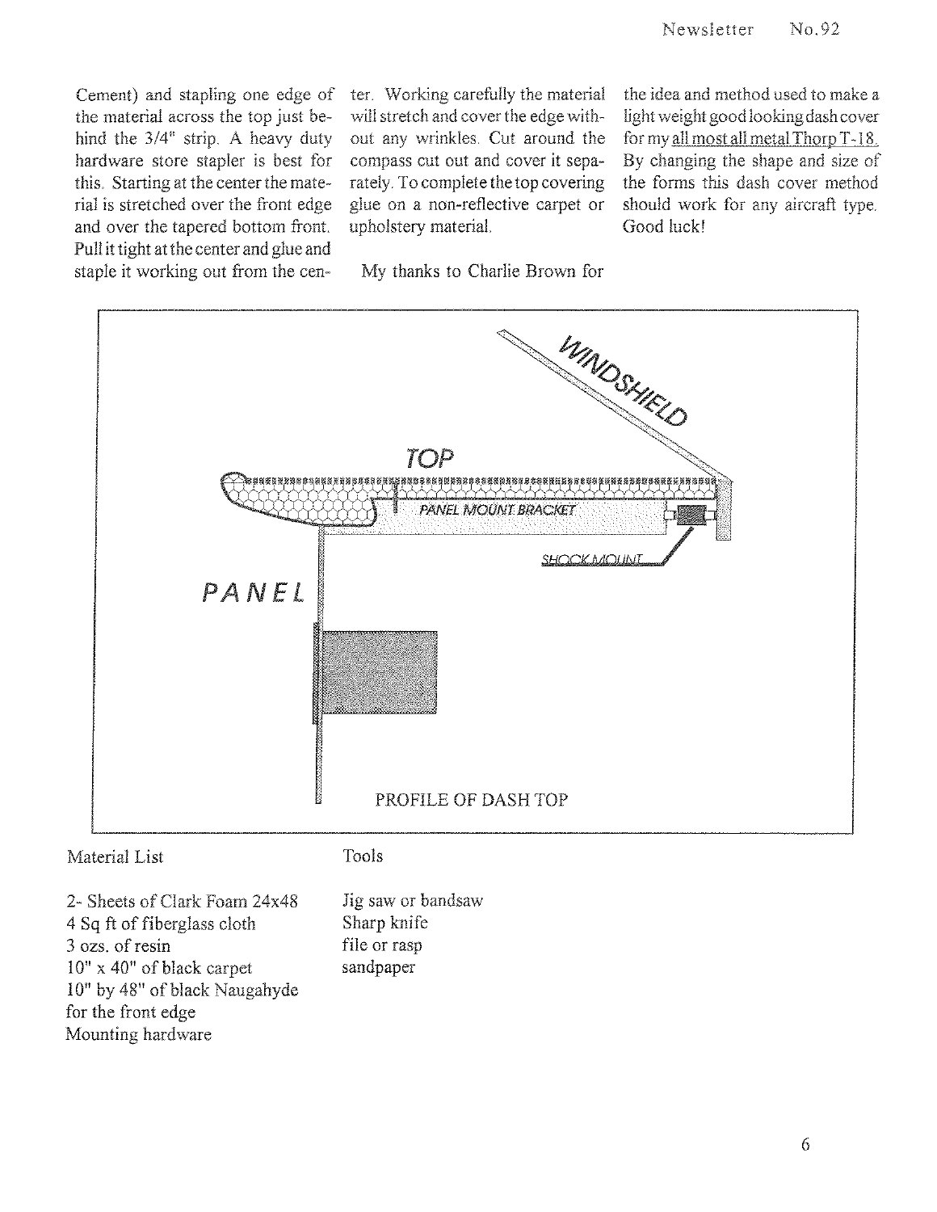Cement) and stapling one edge of the material across the top just behind the 3/4" strip. A heavy duty hardware store stapler is best for this. Starting at the center the material is stretched over the front edge and over the tapered bottom front. Pull it tight at the center and glue and staple it working out from the center. Working carefully the material will stretch and cover the edge without any wrinkles. Cut around the compass cut out and cover it separately. To complete the top covering glue on a non-reflective carpet or upholstery material.

My thanks to Charlie Brown for the idea and method used to make a light weight good looking dash cover for my all most all metal Thorp T-18. By changing the shape and size of the forms this dash cover method should work for any aircraft type. Good luck!

WINDSHIELD

TOP

PANEL MOUNT BRACKET

SHOCK MOUNT

PANEL

PROFILE OF DASH TOP

Material List

2- Sheets of Clark Foam 24x48
4 Sq ft of fiberglass cloth
3 ozs. of resin
10" x 40" of black carpet
10" by 48" of black Naugahyde for the front edge
Mounting hardware

Tools

Jig saw or bandsaw
Sharp knife
file or rasp
sandpaper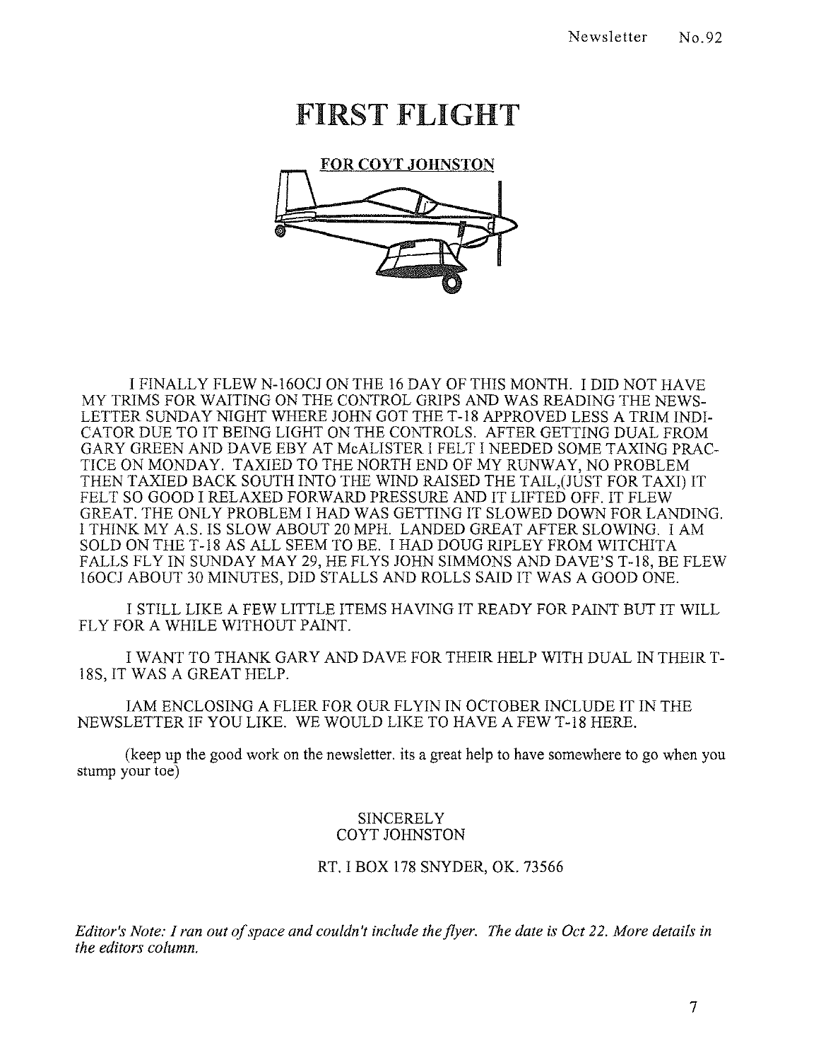# FIRST FLIGHT

**FOR COYT JOHNSTON**

I FINALLY FLEW N-160CJ ON THE 16 DAY OF THIS MONTH. I DID NOT HAVE MY TRIMS FOR WAITING ON THE CONTROL GRIPS AND WAS READING THE NEWSLETTER SUNDAY NIGHT WHERE JOHN GOT THE T-18 APPROVED LESS A TRIM INDICATOR DUE TO IT BEING LIGHT ON THE CONTROLS. AFTER GETTING DUAL FROM GARY GREEN AND DAVE EBY AT McALISTER I FELT I NEEDED SOME TAXING PRACTICE ON MONDAY. TAXIED TO THE NORTH END OF MY RUNWAY, NO PROBLEM THEN TAXIED BACK SOUTH INTO THE WIND RAISED THE TAIL,(JUST FOR TAXI) IT FELT SO GOOD I RELAXED FORWARD PRESSURE AND IT LIFTED OFF. IT FLEW GREAT. THE ONLY PROBLEM I HAD WAS GETTING IT SLOWED DOWN FOR LANDING. I THINK MY A.S. IS SLOW ABOUT 20 MPH. LANDED GREAT AFTER SLOWING. I AM SOLD ON THE T-18 AS ALL SEEM TO BE. I HAD DOUG RIPLEY FROM WITCHITA FALLS FLY IN SUNDAY MAY 29, HE FLYS JOHN SIMMONS AND DAVE'S T-18, BE FLEW 160CJ ABOUT 30 MINUTES, DID STALLS AND ROLLS SAID IT WAS A GOOD ONE.

I STILL LIKE A FEW LITTLE ITEMS HAVING IT READY FOR PAINT BUT IT WILL FLY FOR A WHILE WITHOUT PAINT.

I WANT TO THANK GARY AND DAVE FOR THEIR HELP WITH DUAL IN THEIR T-18S, IT WAS A GREAT HELP.

IAM ENCLOSING A FLIER FOR OUR FLYIN IN OCTOBER INCLUDE IT IN THE NEWSLETTER IF YOU LIKE. WE WOULD LIKE TO HAVE A FEW T-18 HERE.

(keep up the good work on the newsletter. its a great help to have somewhere to go when you stump your toe)

SINCERELY
COYT JOHNSTON

RT. I BOX 178 SNYDER, OK. 73566

*Editor's Note: I ran out of space and couldn't include the flyer. The date is Oct 22. More details in the editors column.*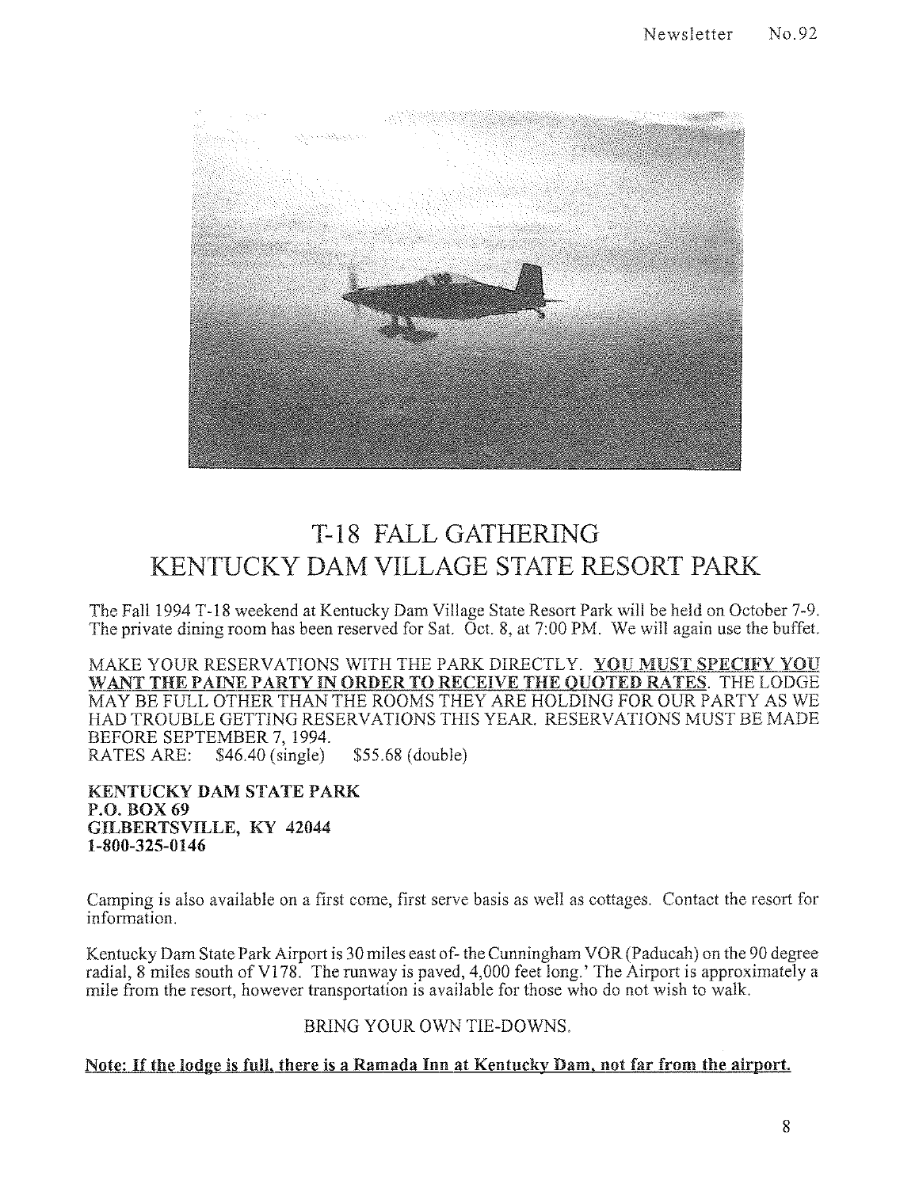# T-18 FALL GATHERING
# KENTUCKY DAM VILLAGE STATE RESORT PARK

The Fall 1994 T-18 weekend at Kentucky Dam Village State Resort Park will be held on October 7-9. The private dining room has been reserved for Sat. Oct. 8, at 7:00 PM. We will again use the buffet.

MAKE YOUR RESERVATIONS WITH THE PARK DIRECTLY. **<u>YOU MUST SPECIFY YOU WANT THE PAINE PARTY IN ORDER TO RECEIVE THE QUOTED RATES</u>**. THE LODGE MAY BE FULL OTHER THAN THE ROOMS THEY ARE HOLDING FOR OUR PARTY AS WE HAD TROUBLE GETTING RESERVATIONS THIS YEAR. RESERVATIONS MUST BE MADE BEFORE SEPTEMBER 7, 1994.
RATES ARE: $46.40 (single) $55.68 (double)

**KENTUCKY DAM STATE PARK**
**P.O. BOX 69**
**GILBERTSVILLE, KY 42044**
**1-800-325-0146**

Camping is also available on a first come, first serve basis as well as cottages. Contact the resort for information.

Kentucky Dam State Park Airport is 30 miles east of- the Cunningham VOR (Paducah) on the 90 degree radial, 8 miles south of V178. The runway is paved, 4,000 feet long.' The Airport is approximately a mile from the resort, however transportation is available for those who do not wish to walk.

BRING YOUR OWN TIE-DOWNS.

**<u>Note: If the lodge is full, there is a Ramada Inn at Kentucky Dam, not far from the airport.</u>**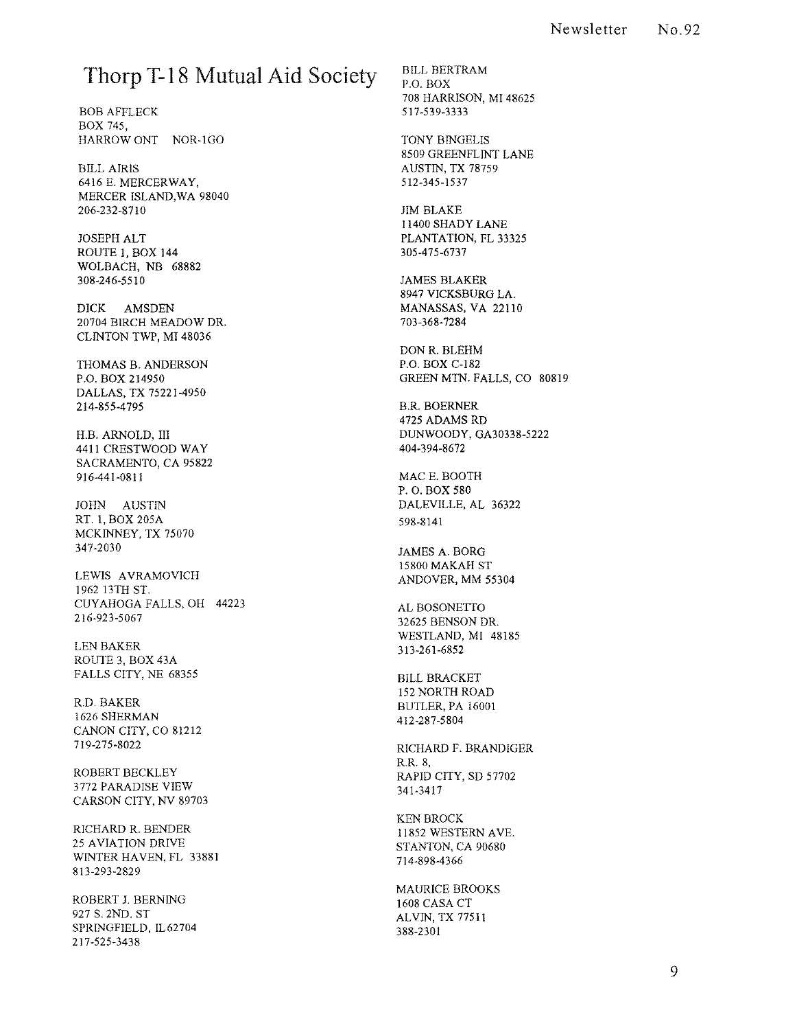# Thorp T-18 Mutual Aid Society

BOB AFFLECK
BOX 745,
HARROW ONT NOR-1GO

BILL AIRIS
6416 E. MERCERWAY,
MERCER ISLAND,WA 98040
206-232-8710

JOSEPH ALT
ROUTE 1, BOX 144
WOLBACH, NB 68882
308-246-5510

DICK AMSDEN
20704 BIRCH MEADOW DR.
CLINTON TWP, MI 48036

THOMAS B. ANDERSON
P.O. BOX 214950
DALLAS, TX 75221-4950
214-855-4795

H.B. ARNOLD, III
4411 CRESTWOOD WAY
SACRAMENTO, CA 95822
916-441-0811

JOHN AUSTIN
RT. 1, BOX 205A
MCKINNEY, TX 75070
347-2030

LEWIS AVRAMOVICH
1962 13TH ST.
CUYAHOGA FALLS, OH 44223
216-923-5067

LEN BAKER
ROUTE 3, BOX 43A
FALLS CITY, NE 68355

R.D. BAKER
1626 SHERMAN
CANON CITY, CO 81212
719-275-8022

ROBERT BECKLEY
3772 PARADISE VIEW
CARSON CITY, NV 89703

RICHARD R. BENDER
25 AVIATION DRIVE
WINTER HAVEN, FL 33881
813-293-2829

ROBERT J. BERNING
927 S. 2ND. ST
SPRINGFIELD, IL 62704
217-525-3438

BILL BERTRAM
P.O. BOX
708 HARRISON, MI 48625
517-539-3333

TONY BINGELIS
8509 GREENFLINT LANE
AUSTIN, TX 78759
512-345-1537

JIM BLAKE
11400 SHADY LANE
PLANTATION, FL 33325
305-475-6737

JAMES BLAKER
8947 VICKSBURG LA.
MANASSAS, VA 22110
703-368-7284

DON R. BLEHM
P.O. BOX C-182
GREEN MTN. FALLS, CO 80819

B.R. BOERNER
4725 ADAMS RD
DUNWOODY, GA30338-5222
404-394-8672

MAC E. BOOTH
P. O. BOX 580
DALEVILLE, AL 36322
598-8141

JAMES A. BORG
15800 MAKAH ST
ANDOVER, MM 55304

AL BOSONETTO
32625 BENSON DR.
WESTLAND, MI 48185
313-261-6852

BILL BRACKET
152 NORTH ROAD
BUTLER, PA 16001
412-287-5804

RICHARD F. BRANDIGER
R.R. 8,
RAPID CITY, SD 57702
341-3417

KEN BROCK
11852 WESTERN AVE.
STANTON, CA 90680
714-898-4366

MAURICE BROOKS
1608 CASA CT
ALVIN, TX 77511
388-2301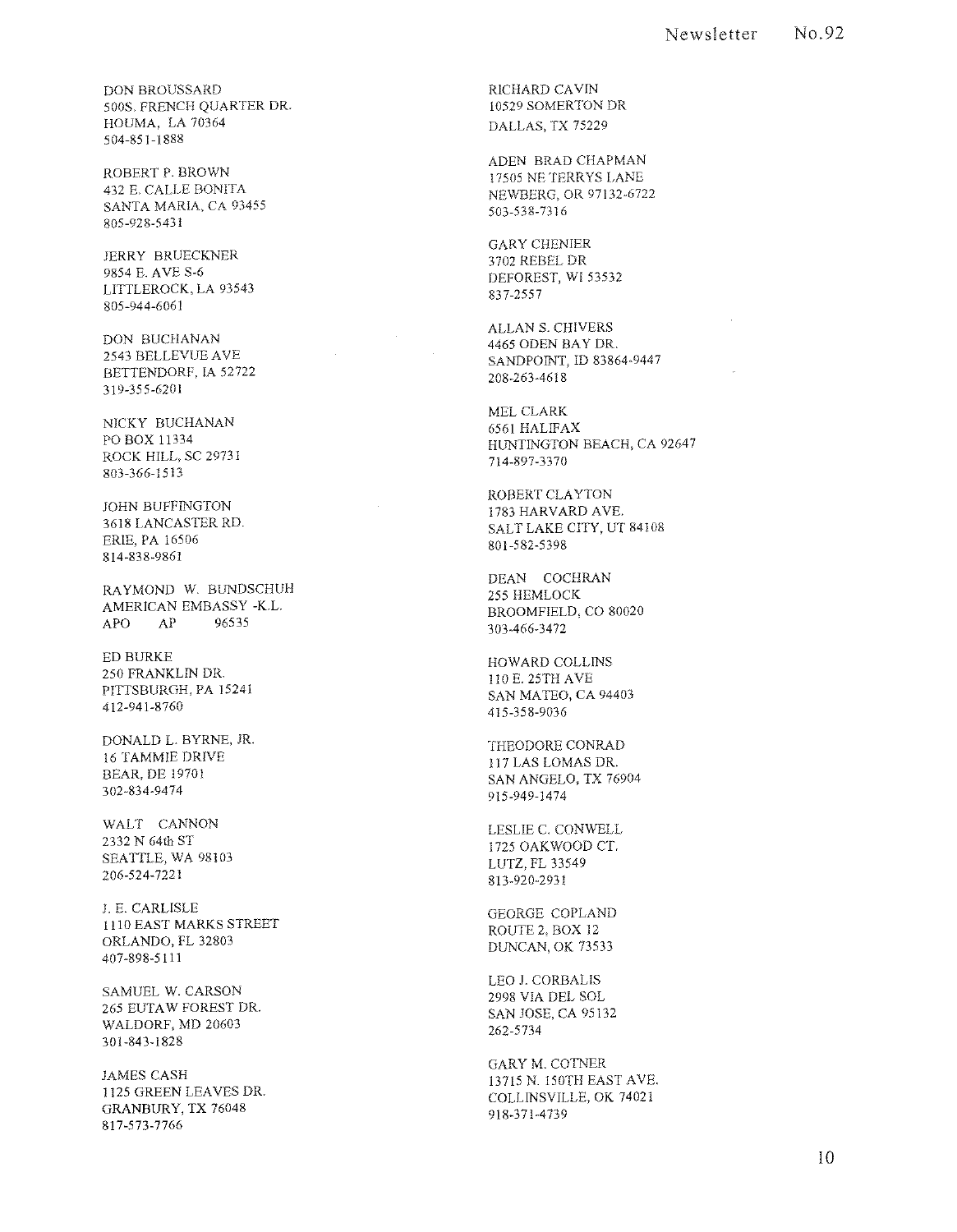DON BROUSSARD
500S. FRENCH QUARTER DR.
HOUMA, LA 70364
504-851-1888

ROBERT P. BROWN
432 E. CALLE BONITA
SANTA MARIA, CA 93455
805-928-5431

JERRY BRUECKNER
9854 E. AVE S-6
LITTLEROCK, LA 93543
805-944-6061

DON BUCHANAN
2543 BELLEVUE AVE
BETTENDORF, IA 52722
319-355-6201

NICKY BUCHANAN
PO BOX 11334
ROCK HILL, SC 29731
803-366-1513

JOHN BUFFINGTON
3618 LANCASTER RD.
ERIE, PA 16506
814-838-9861

RAYMOND W. BUNDSCHUH
AMERICAN EMBASSY -K.L.
APO AP 96535

ED BURKE
250 FRANKLIN DR.
PITTSBURGH, PA 15241
412-941-8760

DONALD L. BYRNE, JR.
16 TAMMIE DRIVE
BEAR, DE 19701
302-834-9474

WALT CANNON
2332 N 64th ST
SEATTLE, WA 98103
206-524-7221

J. E. CARLISLE
1110 EAST MARKS STREET
ORLANDO, FL 32803
407-898-5111

SAMUEL W. CARSON
265 EUTAW FOREST DR.
WALDORF, MD 20603
301-843-1828

JAMES CASH
1125 GREEN LEAVES DR.
GRANBURY, TX 76048
817-573-7766

RICHARD CAVIN
10529 SOMERTON DR
DALLAS, TX 75229

ADEN BRAD CHAPMAN
17505 NE TERRYS LANE
NEWBERG, OR 97132-6722
503-538-7316

GARY CHENIER
3702 REBEL DR
DEFOREST, WI 53532
837-2557

ALLAN S. CHIVERS
4465 ODEN BAY DR.
SANDPOINT, ID 83864-9447
208-263-4618

MEL CLARK
6561 HALIFAX
HUNTINGTON BEACH, CA 92647
714-897-3370

ROBERT CLAYTON
1783 HARVARD AVE.
SALT LAKE CITY, UT 84108
801-582-5398

DEAN COCHRAN
255 HEMLOCK
BROOMFIELD, CO 80020
303-466-3472

HOWARD COLLINS
110 E. 25TH AVE
SAN MATEO, CA 94403
415-358-9036

THEODORE CONRAD
117 LAS LOMAS DR.
SAN ANGELO, TX 76904
915-949-1474

LESLIE C. CONWELL
1725 OAKWOOD CT.
LUTZ, FL 33549
813-920-2931

GEORGE COPLAND
ROUTE 2, BOX 12
DUNCAN, OK 73533

LEO J. CORBALIS
2998 VIA DEL SOL
SAN JOSE, CA 95132
262-5734

GARY M. COTNER
13715 N. 150TH EAST AVE.
COLLINSVILLE, OK 74021
918-371-4739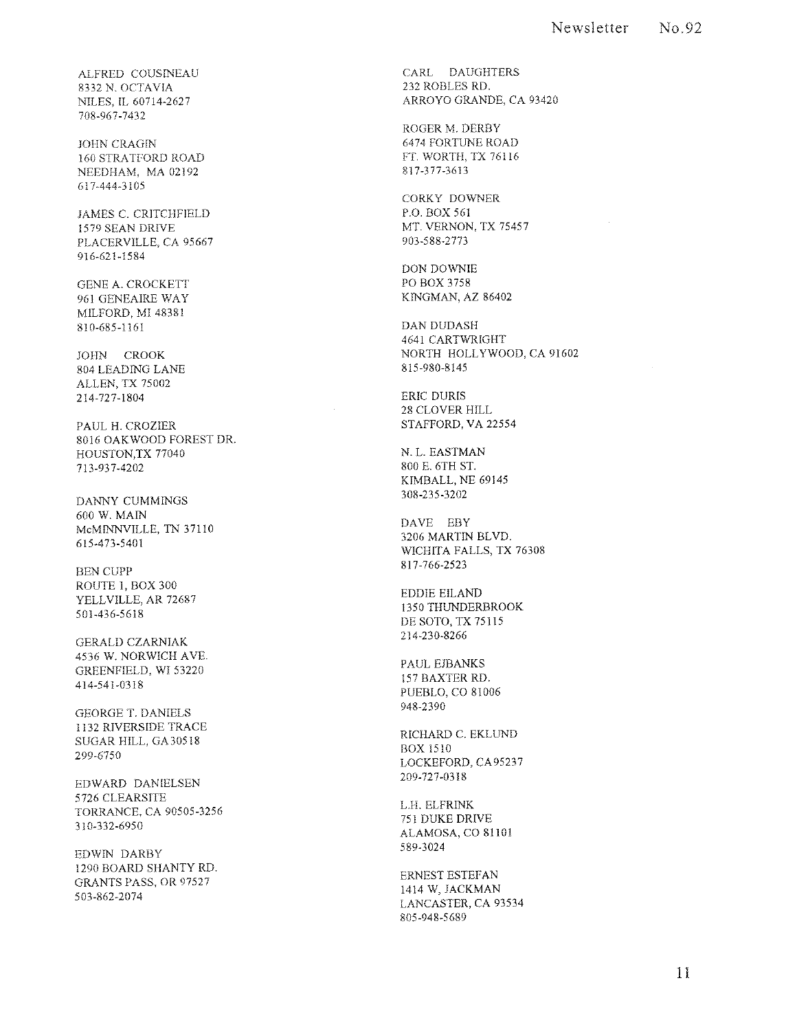ALFRED COUSINEAU
8332 N. OCTAVIA
NILES, IL 60714-2627
708-967-7432

JOHN CRAGIN
160 STRATFORD ROAD
NEEDHAM, MA 02192
617-444-3105

JAMES C. CRITCHFIELD
1579 SEAN DRIVE
PLACERVILLE, CA 95667
916-621-1584

GENE A. CROCKETT
961 GENEAIRE WAY
MILFORD, MI 48381
810-685-1161

JOHN CROOK
804 LEADING LANE
ALLEN, TX 75002
214-727-1804

PAUL H. CROZIER
8016 OAKWOOD FOREST DR.
HOUSTON,TX 77040
713-937-4202

DANNY CUMMINGS
600 W. MAIN
McMINNVILLE, TN 37110
615-473-5401

BEN CUPP
ROUTE 1, BOX 300
YELLVILLE, AR 72687
501-436-5618

GERALD CZARNIAK
4536 W. NORWICH AVE.
GREENFIELD, WI 53220
414-541-0318

GEORGE T. DANIELS
1132 RIVERSIDE TRACE
SUGAR HILL, GA 30518
299-6750

EDWARD DANIELSEN
5726 CLEARSITE
TORRANCE, CA 90505-3256
310-332-6950

EDWIN DARBY
1290 BOARD SHANTY RD.
GRANTS PASS, OR 97527
503-862-2074

CARL DAUGHTERS
232 ROBLES RD.
ARROYO GRANDE, CA 93420

ROGER M. DERBY
6474 FORTUNE ROAD
FT. WORTH, TX 76116
817-377-3613

CORKY DOWNER
P.O. BOX 561
MT. VERNON, TX 75457
903-588-2773

DON DOWNIE
PO BOX 3758
KINGMAN, AZ 86402

DAN DUDASH
4641 CARTWRIGHT
NORTH HOLLYWOOD, CA 91602
815-980-8145

ERIC DURIS
28 CLOVER HILL
STAFFORD, VA 22554

N. L. EASTMAN
800 E. 6TH ST.
KIMBALL, NE 69145
308-235-3202

DAVE EBY
3206 MARTIN BLVD.
WICHITA FALLS, TX 76308
817-766-2523

EDDIE EILAND
1350 THUNDERBROOK
DE SOTO, TX 75115
214-230-8266

PAUL EJBANKS
157 BAXTER RD.
PUEBLO, CO 81006
948-2390

RICHARD C. EKLUND
BOX 1510
LOCKEFORD, CA 95237
209-727-0318

L.H. ELFRINK
751 DUKE DRIVE
ALAMOSA, CO 81101
589-3024

ERNEST ESTEFAN
1414 W. JACKMAN
LANCASTER, CA 93534
805-948-5689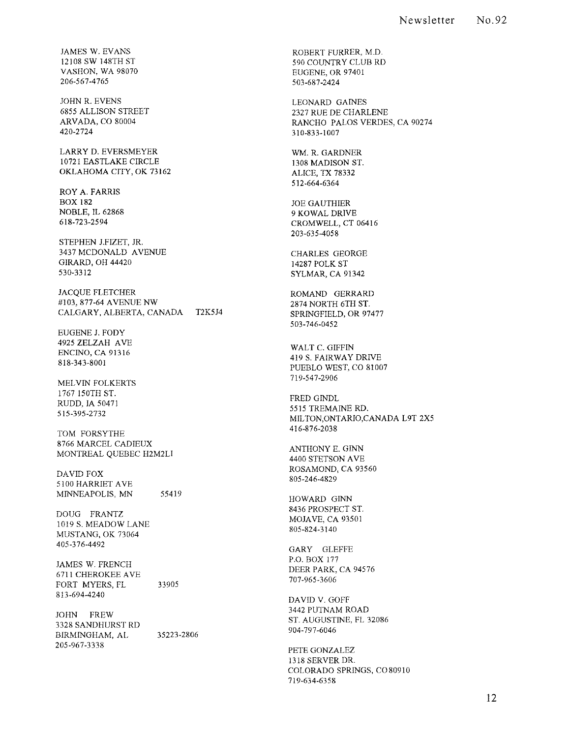JAMES W. EVANS
12108 SW 148TH ST
VASHON, WA 98070
206-567-4765

JOHN R. EVENS
6855 ALLISON STREET
ARVADA, CO 80004
420-2724

LARRY D. EVERSMEYER
10721 EASTLAKE CIRCLE
OKLAHOMA CITY, OK 73162

ROY A. FARRIS
BOX 182
NOBLE, IL 62868
618-723-2594

STEPHEN J.FIZET, JR.
3437 MCDONALD AVENUE
GIRARD, OH 44420
530-3312

JACQUE FLETCHER
#103, 877-64 AVENUE NW
CALGARY, ALBERTA, CANADA T2K5J4

EUGENE J. FODY
4925 ZELZAH AVE
ENCINO, CA 91316
818-343-8001

MELVIN FOLKERTS
1767 150TH ST.
RUDD, IA 50471
515-395-2732

TOM FORSYTHE
8766 MARCEL CADIEUX
MONTREAL QUEBEC H2M2L1

DAVID FOX
5100 HARRIET AVE
MINNEAPOLIS, MN 55419

DOUG FRANTZ
1019 S. MEADOW LANE
MUSTANG, OK 73064
405-376-4492

JAMES W. FRENCH
6711 CHEROKEE AVE
FORT MYERS, FL 33905
813-694-4240

JOHN FREW
3328 SANDHURST RD
BIRMINGHAM, AL 35223-2806
205-967-3338

ROBERT FURRER, M.D.
590 COUNTRY CLUB RD
EUGENE, OR 97401
503-687-2424

LEONARD GAINES
2327 RUE DE CHARLENE
RANCHO PALOS VERDES, CA 90274
310-833-1007

WM. R. GARDNER
1308 MADISON ST.
ALICE, TX 78332
512-664-6364

JOE GAUTHIER
9 KOWAL DRIVE
CROMWELL, CT 06416
203-635-4058

CHARLES GEORGE
14287 POLK ST
SYLMAR, CA 91342

ROMAND GERRARD
2874 NORTH 6TH ST.
SPRINGFIELD, OR 97477
503-746-0452

WALT C. GIFFIN
419 S. FAIRWAY DRIVE
PUEBLO WEST, CO 81007
719-547-2906

FRED GINDL
5515 TREMAINE RD.
MILTON,ONTARIO,CANADA L9T 2X5
416-876-2038

ANTHONY E. GINN
4400 STETSON AVE
ROSAMOND, CA 93560
805-246-4829

HOWARD GINN
8436 PROSPECT ST.
MOJAVE, CA 93501
805-824-3140

GARY GLEFFE
P.O. BOX 177
DEER PARK, CA 94576
707-965-3606

DAVID V. GOFF
3442 PUTNAM ROAD
ST. AUGUSTINE, FL 32086
904-797-6046

PETE GONZALEZ
1318 SERVER DR.
COLORADO SPRINGS, CO 80910
719-634-6358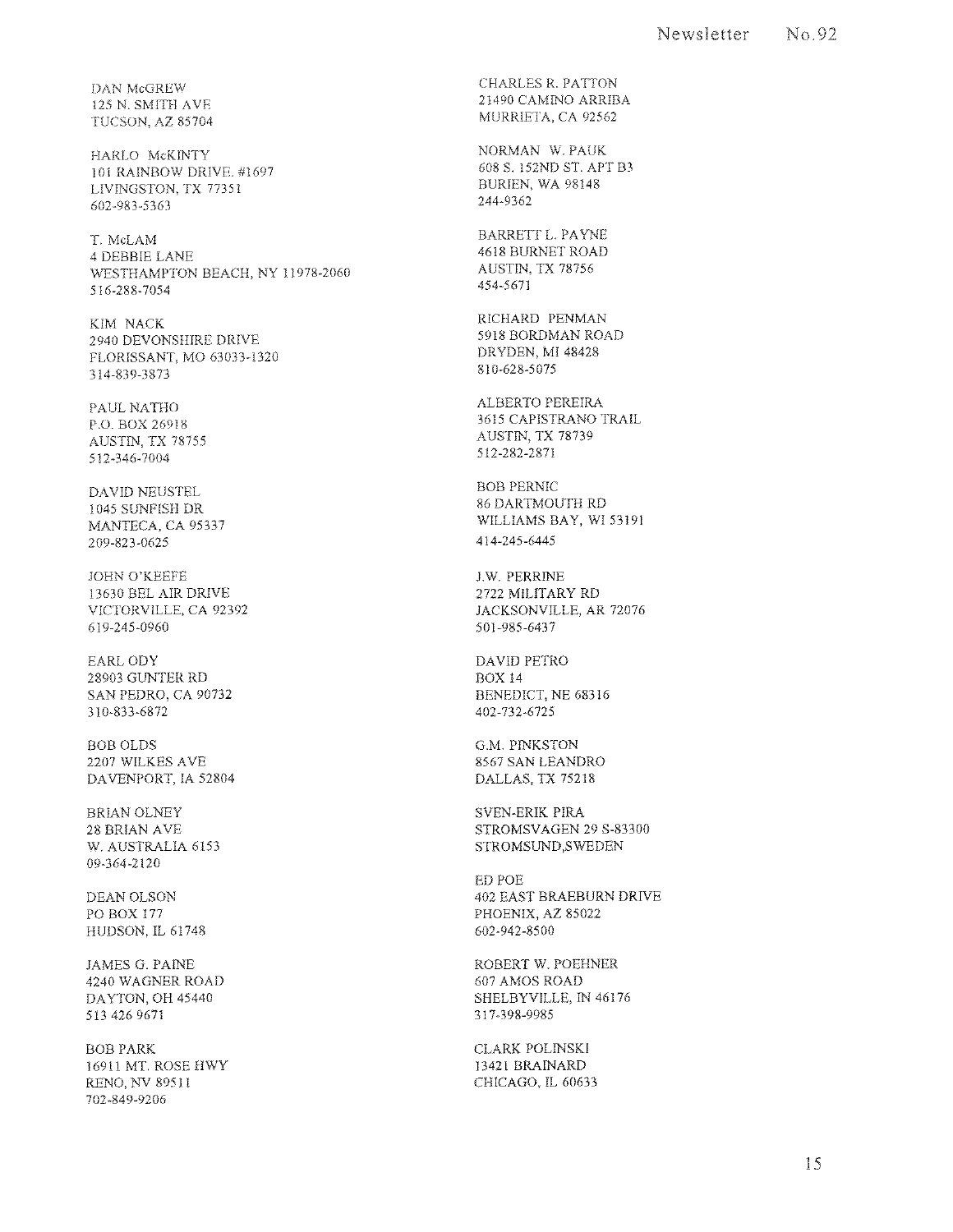DAN McGREW
125 N. SMITH AVE
TUCSON, AZ 85704

HARLO McKINTY
101 RAINBOW DRIVE. #1697
LIVINGSTON, TX 77351
602-983-5363

T. McLAM
4 DEBBIE LANE
WESTHAMPTON BEACH, NY 11978-2060
516-288-7054

KIM NACK
2940 DEVONSHIRE DRIVE
FLORISSANT, MO 63033-1320
314-839-3873

PAUL NATHO
P.O. BOX 26918
AUSTIN, TX 78755
512-346-7004

DAVID NEUSTEL
1045 SUNFISH DR
MANTECA, CA 95337
209-823-0625

JOHN O'KEEFE
13630 BEL AIR DRIVE
VICTORVILLE, CA 92392
619-245-0960

EARL ODY
28903 GUNTER RD
SAN PEDRO, CA 90732
310-833-6872

BOB OLDS
2207 WILKES AVE
DAVENPORT, IA 52804

BRIAN OLNEY
28 BRIAN AVE
W. AUSTRALIA 6153
09-364-2120

DEAN OLSON
PO BOX 177
HUDSON, IL 61748

JAMES G. PAINE
4240 WAGNER ROAD
DAYTON, OH 45440
513 426 9671

BOB PARK
16911 MT. ROSE HWY
RENO, NV 89511
702-849-9206

CHARLES R. PATTON
21490 CAMINO ARRIBA
MURRIETA, CA 92562

NORMAN W. PAUK
608 S. 152ND ST. APT B3
BURIEN, WA 98148
244-9362

BARRETT L. PAYNE
4618 BURNET ROAD
AUSTIN, TX 78756
454-5671

RICHARD PENMAN
5918 BORDMAN ROAD
DRYDEN, MI 48428
810-628-5075

ALBERTO PEREIRA
3615 CAPISTRANO TRAIL
AUSTIN, TX 78739
512-282-2871

BOB PERNIC
86 DARTMOUTH RD
WILLIAMS BAY, WI 53191
414-245-6445

J.W. PERRINE
2722 MILITARY RD
JACKSONVILLE, AR 72076
501-985-6437

DAVID PETRO
BOX 14
BENEDICT, NE 68316
402-732-6725

G.M. PINKSTON
8567 SAN LEANDRO
DALLAS, TX 75218

SVEN-ERIK PIRA
STROMSVAGEN 29 S-83300
STROMSUND,SWEDEN

ED POE
402 EAST BRAEBURN DRIVE
PHOENIX, AZ 85022
602-942-8500

ROBERT W. POEHNER
607 AMOS ROAD
SHELBYVILLE, IN 46176
317-398-9985

CLARK POLINSKI
13421 BRAINARD
CHICAGO, IL 60633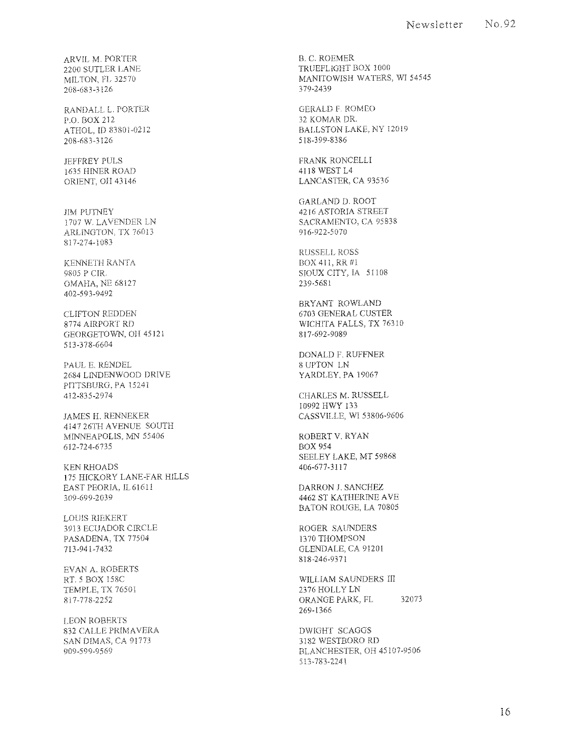ARVIL M. PORTER
2200 SUTLER LANE
MILTON, FL 32570
208-683-3126

RANDALL L. PORTER
P.O. BOX 212
ATHOL, ID 83801-0212
208-683-3126

JEFFREY PULS
1635 HINER ROAD
ORIENT, OH 43146

JIM PUTNEY
1707 W. LAVENDER LN
ARLINGTON, TX 76013
817-274-1083

KENNETH RANTA
9805 P CIR.
OMAHA, NE 68127
402-593-9492

CLIFTON REDDEN
8774 AIRPORT RD
GEORGETOWN, OH 45121
513-378-6604

PAUL E. RENDEL
2684 LINDENWOOD DRIVE
PITTSBURG, PA 15241
412-835-2974

JAMES H. RENNEKER
4147 26TH AVENUE SOUTH
MINNEAPOLIS, MN 55406
612-724-6735

KEN RHOADS
175 HICKORY LANE-FAR HILLS
EAST PEORIA, IL 61611
309-699-2039

LOUIS RIEKERT
3913 ECUADOR CIRCLE
PASADENA, TX 77504
713-941-7432

EVAN A. ROBERTS
RT. 5 BOX 158C
TEMPLE, TX 76501
817-778-2252

LEON ROBERTS
832 CALLE PRIMAVERA
SAN DIMAS, CA 91773
909-599-9569

B. C. ROEMER
TRUEFLIGHT BOX 1000
MANITOWISH WATERS, WI 54545
379-2439

GERALD F. ROMEO
32 KOMAR DR.
BALLSTON LAKE, NY 12019
518-399-8386

FRANK RONCELLI
4118 WEST L4
LANCASTER, CA 93536

GARLAND D. ROOT
4216 ASTORIA STREET
SACRAMENTO, CA 95838
916-922-5070

RUSSELL ROSS
BOX 411, RR #1
SIOUX CITY, IA 51108
239-5681

BRYANT ROWLAND
6703 GENERAL CUSTER
WICHITA FALLS, TX 76310
817-692-9089

DONALD F. RUFFNER
8 UPTON LN
YARDLEY, PA 19067

CHARLES M. RUSSELL
10992 HWY 133
CASSVILLE, WI 53806-9606

ROBERT V. RYAN
BOX 954
SEELEY LAKE, MT 59868
406-677-3117

DARRON J. SANCHEZ
4462 ST KATHERINE AVE
BATON ROUGE, LA 70805

ROGER SAUNDERS
1370 THOMPSON
GLENDALE, CA 91201
818-246-9371

WILLIAM SAUNDERS III
2376 HOLLY LN
ORANGE PARK, FL 32073
269-1366

DWIGHT SCAGGS
3182 WESTBORO RD
BLANCHESTER, OH 45107-9506
513-783-2241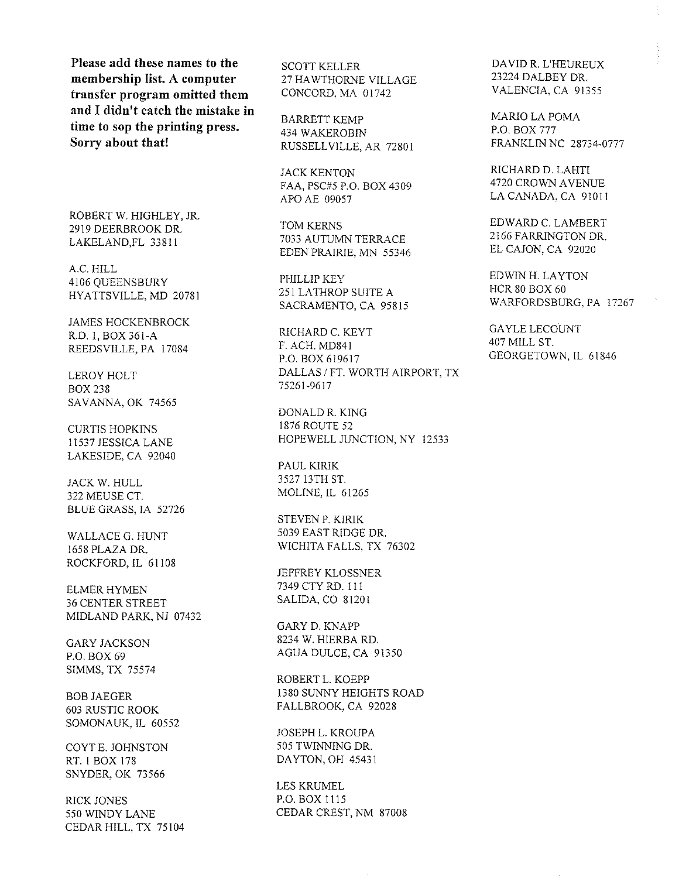**Please add these names to the membership list. A computer transfer program omitted them and I didn't catch the mistake in time to sop the printing press. Sorry about that!**

ROBERT W. HIGHLEY, JR.
2919 DEERBROOK DR.
LAKELAND,FL 33811

A.C. HILL
4106 QUEENSBURY
HYATTSVILLE, MD 20781

JAMES HOCKENBROCK
R.D. 1, BOX 361-A
REEDSVILLE, PA 17084

LEROY HOLT
BOX 238
SAVANNA, OK 74565

CURTIS HOPKINS
11537 JESSICA LANE
LAKESIDE, CA 92040

JACK W. HULL
322 MEUSE CT.
BLUE GRASS, IA 52726

WALLACE G. HUNT
1658 PLAZA DR.
ROCKFORD, IL 61108

ELMER HYMEN
36 CENTER STREET
MIDLAND PARK, NJ 07432

GARY JACKSON
P.O. BOX 69
SIMMS, TX 75574

BOB JAEGER
603 RUSTIC ROOK
SOMONAUK, IL 60552

COYT E. JOHNSTON
RT. 1 BOX 178
SNYDER, OK 73566

RICK JONES
550 WINDY LANE
CEDAR HILL, TX 75104

SCOTT KELLER
27 HAWTHORNE VILLAGE
CONCORD, MA 01742

BARRETT KEMP
434 WAKEROBIN
RUSSELLVILLE, AR 72801

JACK KENTON
FAA, PSC#5 P.O. BOX 4309
APO AE 09057

TOM KERNS
7033 AUTUMN TERRACE
EDEN PRAIRIE, MN 55346

PHILLIP KEY
251 LATHROP SUITE A
SACRAMENTO, CA 95815

RICHARD C. KEYT
F. ACH. MD841
P.O. BOX 619617
DALLAS / FT. WORTH AIRPORT, TX
75261-9617

DONALD R. KING
1876 ROUTE 52
HOPEWELL JUNCTION, NY 12533

PAUL KIRIK
3527 13TH ST.
MOLINE, IL 61265

STEVEN P. KIRIK
5039 EAST RIDGE DR.
WICHITA FALLS, TX 76302

JEFFREY KLOSSNER
7349 CTY RD. 111
SALIDA, CO 81201

GARY D. KNAPP
8234 W. HIERBA RD.
AGUA DULCE, CA 91350

ROBERT L. KOEPP
1380 SUNNY HEIGHTS ROAD
FALLBROOK, CA 92028

JOSEPH L. KROUPA
505 TWINNING DR.
DAYTON, OH 45431

LES KRUMEL
P.O. BOX 1115
CEDAR CREST, NM 87008

DAVID R. L'HEUREUX
23224 DALBEY DR.
VALENCIA, CA 91355

MARIO LA POMA
P.O. BOX 777
FRANKLIN NC 28734-0777

RICHARD D. LAHTI
4720 CROWN AVENUE
LA CANADA, CA 91011

EDWARD C. LAMBERT
2166 FARRINGTON DR.
EL CAJON, CA 92020

EDWIN H. LAYTON
HCR 80 BOX 60
WARFORDSBURG, PA 17267

GAYLE LECOUNT
407 MILL ST.
GEORGETOWN, IL 61846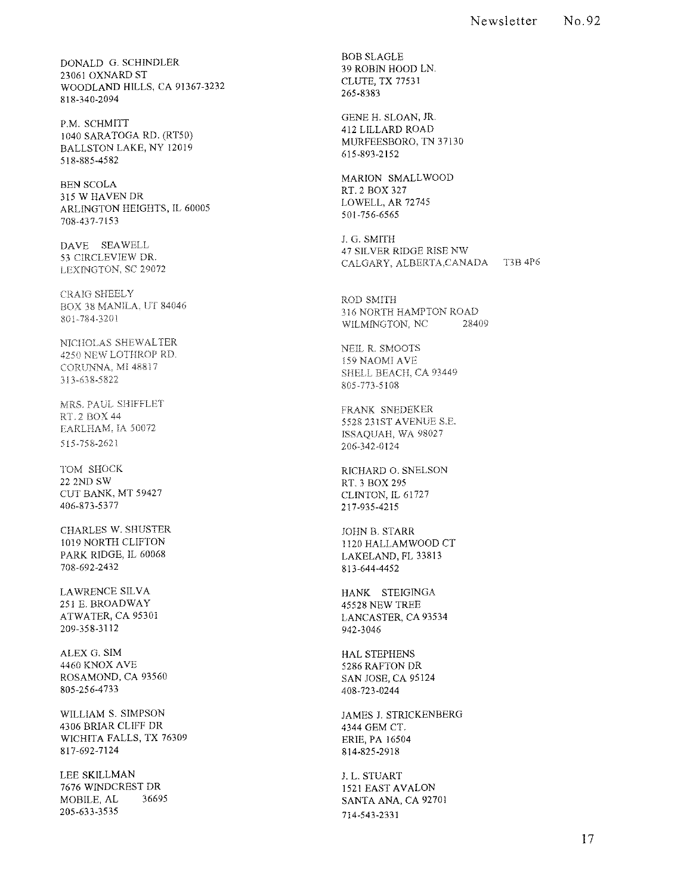DONALD G. SCHINDLER
23061 OXNARD ST
WOODLAND HILLS, CA 91367-3232
818-340-2094

P.M. SCHMITT
1040 SARATOGA RD. (RT50)
BALLSTON LAKE, NY 12019
518-885-4582

BEN SCOLA
315 W HAVEN DR
ARLINGTON HEIGHTS, IL 60005
708-437-7153

DAVE SEAWELL
53 CIRCLEVIEW DR.
LEXINGTON, SC 29072

CRAIG SHEELY
BOX 38 MANILA, UT 84046
801-784-3201

NICHOLAS SHEWALTER
4250 NEW LOTHROP RD.
CORUNNA, MI 48817
313-638-5822

MRS. PAUL SHIFFLET
RT. 2 BOX 44
EARLHAM, IA 50072
515-758-2621

TOM SHOCK
22 2ND SW
CUT BANK, MT 59427
406-873-5377

CHARLES W. SHUSTER
1019 NORTH CLIFTON
PARK RIDGE, IL 60068
708-692-2432

LAWRENCE SILVA
251 E. BROADWAY
ATWATER, CA 95301
209-358-3112

ALEX G. SIM
4460 KNOX AVE
ROSAMOND, CA 93560
805-256-4733

WILLIAM S. SIMPSON
4306 BRIAR CLIFF DR
WICHITA FALLS, TX 76309
817-692-7124

LEE SKILLMAN
7676 WINDCREST DR
MOBILE, AL 36695
205-633-3535

BOB SLAGLE
39 ROBIN HOOD LN.
CLUTE, TX 77531
265-8383

GENE H. SLOAN, JR.
412 LILLARD ROAD
MURFEESBORO, TN 37130
615-893-2152

MARION SMALLWOOD
RT. 2 BOX 327
LOWELL, AR 72745
501-756-6565

J. G. SMITH
47 SILVER RIDGE RISE NW
CALGARY, ALBERTA,CANADA T3B 4P6

ROD SMITH
316 NORTH HAMPTON ROAD
WILMINGTON, NC 28409

NEIL R. SMOOTS
159 NAOMI AVE
SHELL BEACH, CA 93449
805-773-5108

FRANK SNEDEKER
5528 231ST AVENUE S.E.
ISSAQUAH, WA 98027
206-342-0124

RICHARD O. SNELSON
RT. 3 BOX 295
CLINTON, IL 61727
217-935-4215

JOHN B. STARR
1120 HALLAMWOOD CT
LAKELAND, FL 33813
813-644-4452

HANK STEIGINGA
45528 NEW TREE
LANCASTER, CA 93534
942-3046

HAL STEPHENS
5286 RAFTON DR
SAN JOSE, CA 95124
408-723-0244

JAMES J. STRICKENBERG
4344 GEM CT.
ERIE, PA 16504
814-825-2918

J. L. STUART
1521 EAST AVALON
SANTA ANA, CA 92701
714-543-2331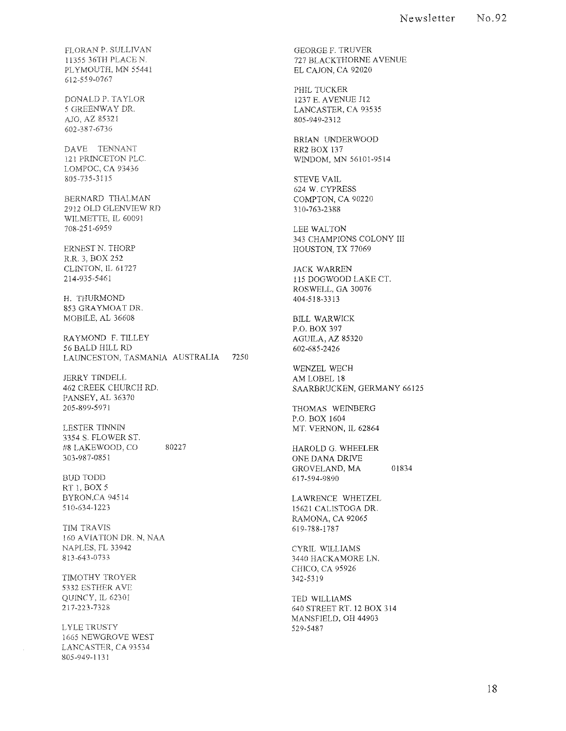FLORAN P. SULLIVAN
11355 36TH PLACE N.
PLYMOUTH, MN 55441
612-559-0767

DONALD P. TAYLOR
5 GREENWAY DR.
AJO, AZ 85321
602-387-6736

DAVE TENNANT
121 PRINCETON PLC.
LOMPOC, CA 93436
805-735-3115

BERNARD THALMAN
2912 OLD GLENVIEW RD
WILMETTE, IL 60091
708-251-6959

ERNEST N. THORP
R.R. 3, BOX 252
CLINTON, IL 61727
214-935-5461

H. THURMOND
853 GRAYMOAT DR.
MOBILE, AL 36608

RAYMOND F. TILLEY
56 BALD HILL RD
LAUNCESTON, TASMANIA AUSTRALIA 7250

JERRY TINDELL
462 CREEK CHURCH RD.
PANSEY, AL 36370
205-899-5971

LESTER TINNIN
3354 S. FLOWER ST.
#8 LAKEWOOD, CO 80227
303-987-0851

BUD TODD
RT 1, BOX 5
BYRON,CA 94514
510-634-1223

TIM TRAVIS
160 AVIATION DR. N, NAA
NAPLES, FL 33942
813-643-0733

TIMOTHY TROYER
5332 ESTHER AVE
QUINCY, IL 62301
217-223-7328

LYLE TRUSTY
1665 NEWGROVE WEST
LANCASTER, CA 93534
805-949-1131

GEORGE F. TRUVER
727 BLACKTHORNE AVENUE
EL CAJON, CA 92020

PHIL TUCKER
1237 E. AVENUE J12
LANCASTER, CA 93535
805-949-2312

BRIAN UNDERWOOD
RR2 BOX 137
WINDOM, MN 56101-9514

STEVE VAIL
624 W. CYPRESS
COMPTON, CA 90220
310-763-2388

LEE WALTON
343 CHAMPIONS COLONY III
HOUSTON, TX 77069

JACK WARREN
115 DOGWOOD LAKE CT.
ROSWELL, GA 30076
404-518-3313

BILL WARWICK
P.O. BOX 397
AGUILA, AZ 85320
602-685-2426

WENZEL WECH
AM LOBEL 18
SAARBRUCKEN, GERMANY 66125

THOMAS WEINBERG
P.O. BOX 1604
MT. VERNON, IL 62864

HAROLD G. WHEELER
ONE DANA DRIVE
GROVELAND, MA 01834
617-594-9890

LAWRENCE WHETZEL
15621 CALISTOGA DR.
RAMONA, CA 92065
619-788-1787

CYRIL WILLIAMS
3440 HACKAMORE LN.
CHICO, CA 95926
342-5319

TED WILLIAMS
640 STREET RT. 12 BOX 314
MANSFIELD, OH 44903
529-5487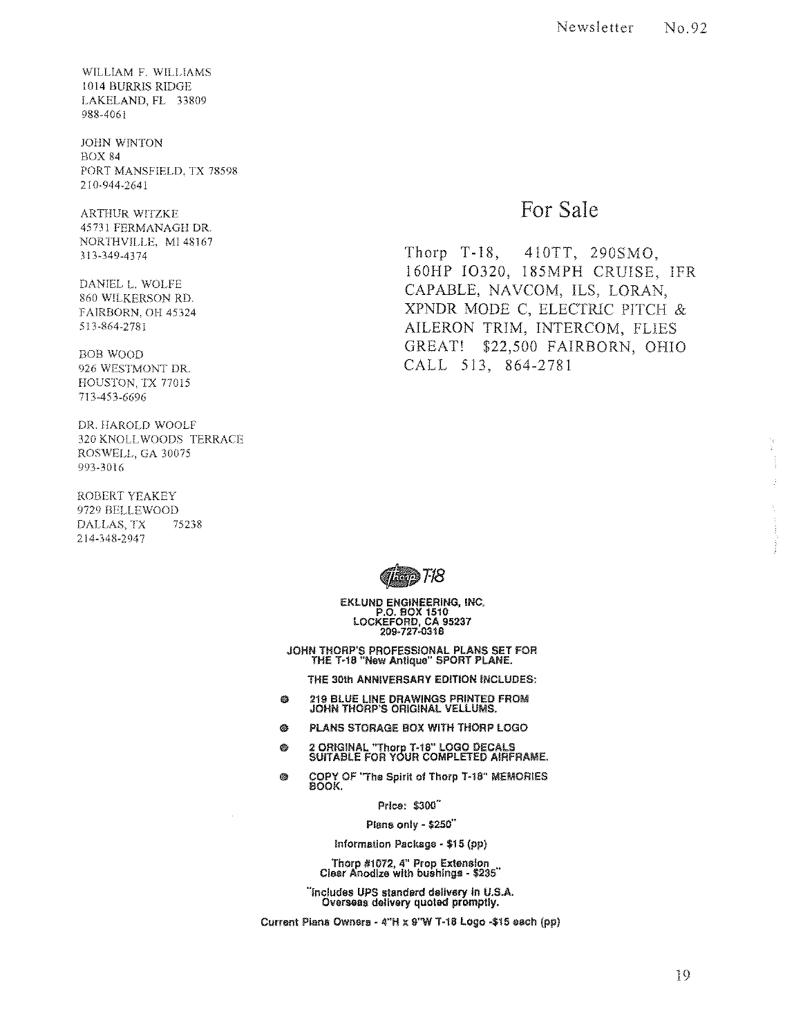WILLIAM F. WILLIAMS
1014 BURRIS RIDGE
LAKELAND, FL 33809
988-4061

JOHN WINTON
BOX 84
PORT MANSFIELD, TX 78598
210-944-2641

ARTHUR WITZKE
45731 FERMANAGH DR.
NORTHVILLE, MI 48167
313-349-4374

DANIEL L. WOLFE
860 WILKERSON RD.
FAIRBORN, OH 45324
513-864-2781

BOB WOOD
926 WESTMONT DR.
HOUSTON, TX 77015
713-453-6696

DR. HAROLD WOOLF
320 KNOLLWOODS TERRACE
ROSWELL, GA 30075
993-3016

ROBERT YEAKEY
9729 BELLEWOOD
DALLAS, TX 75238
214-348-2947

# For Sale

Thorp T-18, 410TT, 290SMO, 160HP IO320, 185MPH CRUISE, IFR CAPABLE, NAVCOM, ILS, LORAN, XPNDR MODE C, ELECTRIC PITCH & AILERON TRIM, INTERCOM, FLIES GREAT! $22,500 FAIRBORN, OHIO CALL 513, 864-2781

**Thorp T-18**

**EKLUND ENGINEERING, INC.**
**P.O. BOX 1510**
**LOCKEFORD, CA 95237**
**209-727-0318**

**JOHN THORP'S PROFESSIONAL PLANS SET FOR THE T-18 "New Antique" SPORT PLANE.**

**THE 30th ANNIVERSARY EDITION INCLUDES:**

- 219 BLUE LINE DRAWINGS PRINTED FROM JOHN THORP'S ORIGINAL VELLUMS.
- PLANS STORAGE BOX WITH THORP LOGO
- 2 ORIGINAL "Thorp T-18" LOGO DECALS SUITABLE FOR YOUR COMPLETED AIRFRAME.
- COPY OF "The Spirit of Thorp T-18" MEMORIES BOOK.

Price: $300**

Plans only - $250**

Information Package - $15 (pp)

Thorp #1072, 4" Prop Extension Clear Anodize with bushings - $235**

**Includes UPS standard delivery in U.S.A. Overseas delivery quoted promptly.

Current Plans Owners - 4"H x 9"W T-18 Logo -$15 each (pp)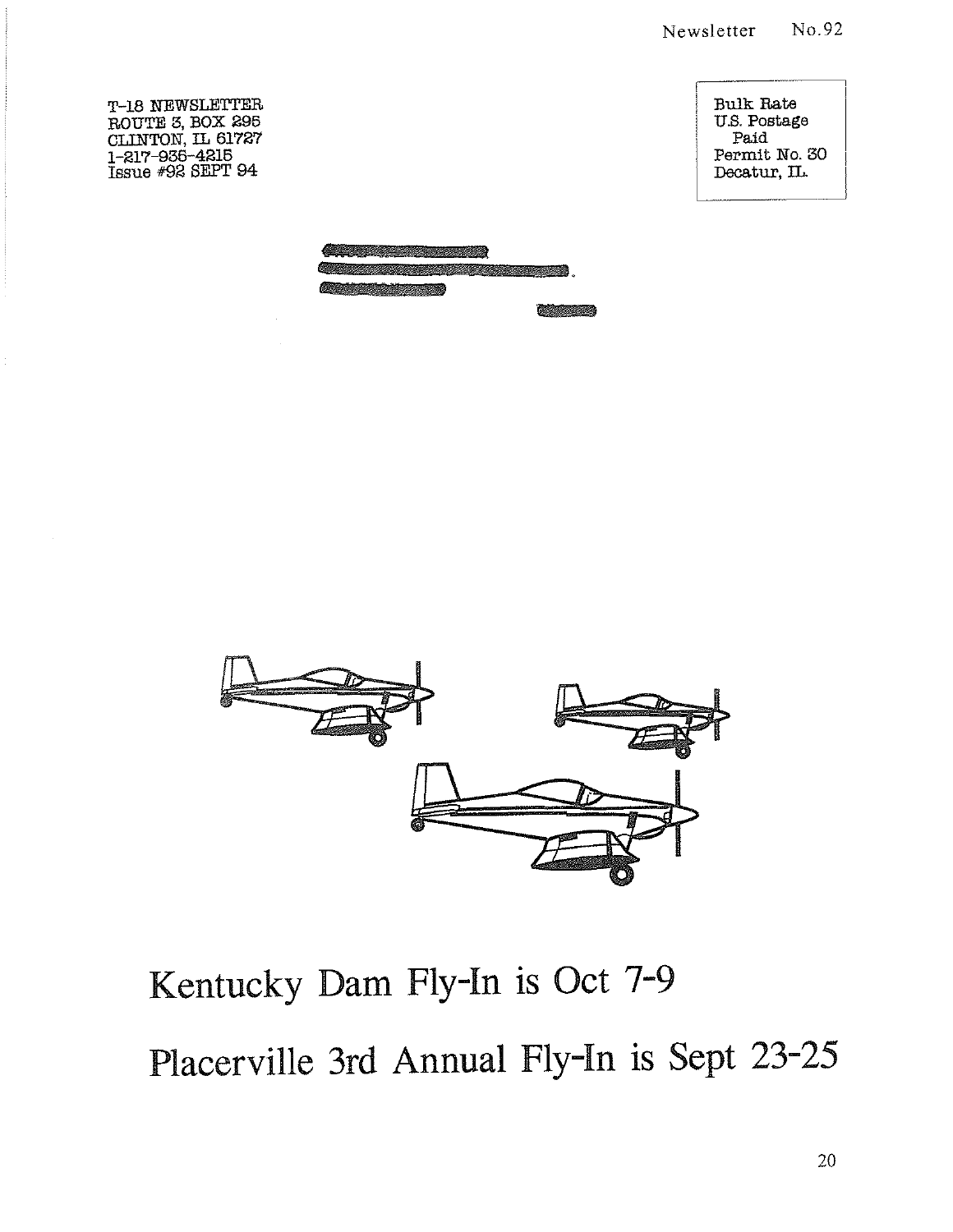T-18 NEWSLETTER
ROUTE 3, BOX 295
CLINTON, IL 61727
1-217-935-4215
Issue #92 SEPT 94

Bulk Rate
U.S. Postage
Paid
Permit No. 30
Decatur, IL.

# Kentucky Dam Fly-In is Oct 7-9

# Placerville 3rd Annual Fly-In is Sept 23-25